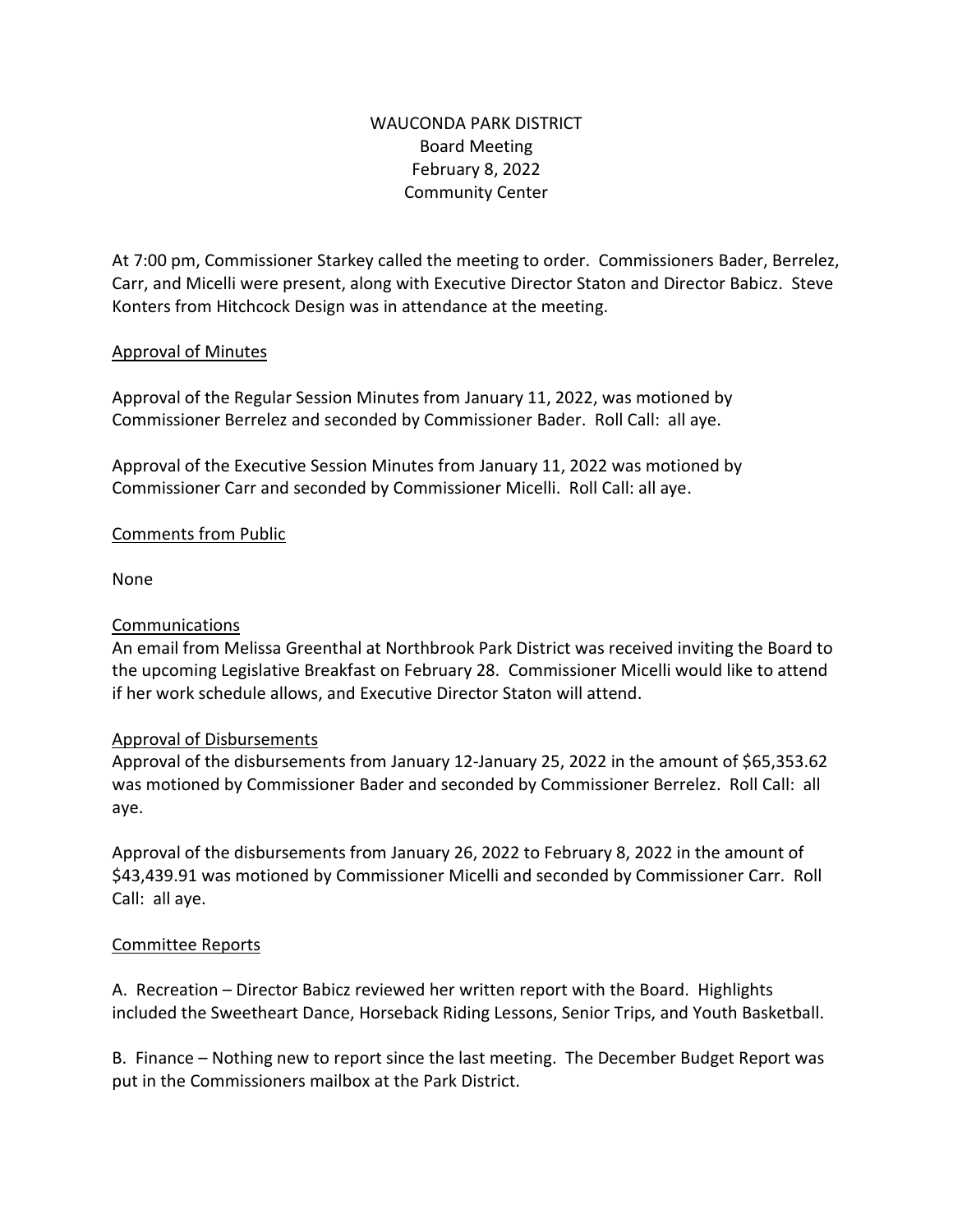# WAUCONDA PARK DISTRICT
## Board Meeting
## February 8, 2022
## Community Center

At 7:00 pm, Commissioner Starkey called the meeting to order. Commissioners Bader, Berrelez, Carr, and Micelli were present, along with Executive Director Staton and Director Babicz. Steve Konters from Hitchcock Design was in attendance at the meeting.

### Approval of Minutes

Approval of the Regular Session Minutes from January 11, 2022, was motioned by Commissioner Berrelez and seconded by Commissioner Bader. Roll Call: all aye.

Approval of the Executive Session Minutes from January 11, 2022 was motioned by Commissioner Carr and seconded by Commissioner Micelli. Roll Call: all aye.

### Comments from Public

None

### Communications

An email from Melissa Greenthal at Northbrook Park District was received inviting the Board to the upcoming Legislative Breakfast on February 28. Commissioner Micelli would like to attend if her work schedule allows, and Executive Director Staton will attend.

### Approval of Disbursements

Approval of the disbursements from January 12-January 25, 2022 in the amount of $65,353.62 was motioned by Commissioner Bader and seconded by Commissioner Berrelez. Roll Call: all aye.

Approval of the disbursements from January 26, 2022 to February 8, 2022 in the amount of $43,439.91 was motioned by Commissioner Micelli and seconded by Commissioner Carr. Roll Call: all aye.

### Committee Reports

A. Recreation – Director Babicz reviewed her written report with the Board. Highlights included the Sweetheart Dance, Horseback Riding Lessons, Senior Trips, and Youth Basketball.

B. Finance – Nothing new to report since the last meeting. The December Budget Report was put in the Commissioners mailbox at the Park District.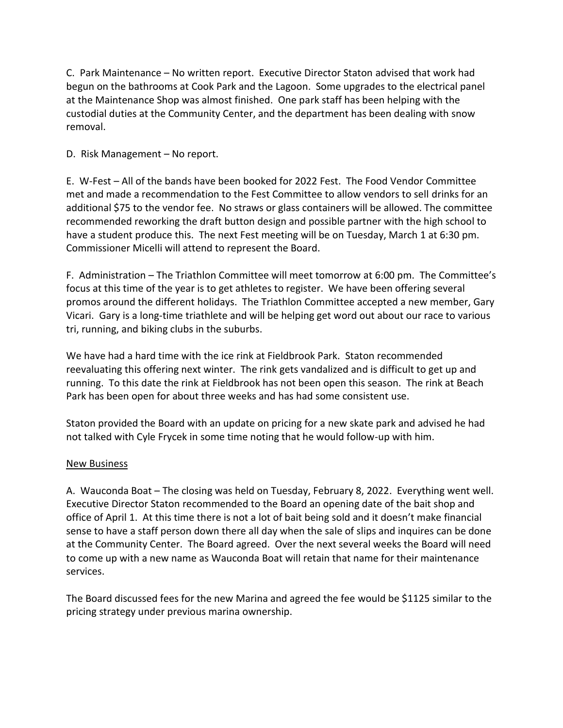C. Park Maintenance – No written report. Executive Director Staton advised that work had begun on the bathrooms at Cook Park and the Lagoon. Some upgrades to the electrical panel at the Maintenance Shop was almost finished. One park staff has been helping with the custodial duties at the Community Center, and the department has been dealing with snow removal.

D. Risk Management – No report.

E. W-Fest – All of the bands have been booked for 2022 Fest. The Food Vendor Committee met and made a recommendation to the Fest Committee to allow vendors to sell drinks for an additional $75 to the vendor fee. No straws or glass containers will be allowed. The committee recommended reworking the draft button design and possible partner with the high school to have a student produce this. The next Fest meeting will be on Tuesday, March 1 at 6:30 pm. Commissioner Micelli will attend to represent the Board.

F. Administration – The Triathlon Committee will meet tomorrow at 6:00 pm. The Committee's focus at this time of the year is to get athletes to register. We have been offering several promos around the different holidays. The Triathlon Committee accepted a new member, Gary Vicari. Gary is a long-time triathlete and will be helping get word out about our race to various tri, running, and biking clubs in the suburbs.

We have had a hard time with the ice rink at Fieldbrook Park. Staton recommended reevaluating this offering next winter. The rink gets vandalized and is difficult to get up and running. To this date the rink at Fieldbrook has not been open this season. The rink at Beach Park has been open for about three weeks and has had some consistent use.

Staton provided the Board with an update on pricing for a new skate park and advised he had not talked with Cyle Frycek in some time noting that he would follow-up with him.

<u>New Business</u>

A. Wauconda Boat – The closing was held on Tuesday, February 8, 2022. Everything went well. Executive Director Staton recommended to the Board an opening date of the bait shop and office of April 1. At this time there is not a lot of bait being sold and it doesn't make financial sense to have a staff person down there all day when the sale of slips and inquires can be done at the Community Center. The Board agreed. Over the next several weeks the Board will need to come up with a new name as Wauconda Boat will retain that name for their maintenance services.

The Board discussed fees for the new Marina and agreed the fee would be $1125 similar to the pricing strategy under previous marina ownership.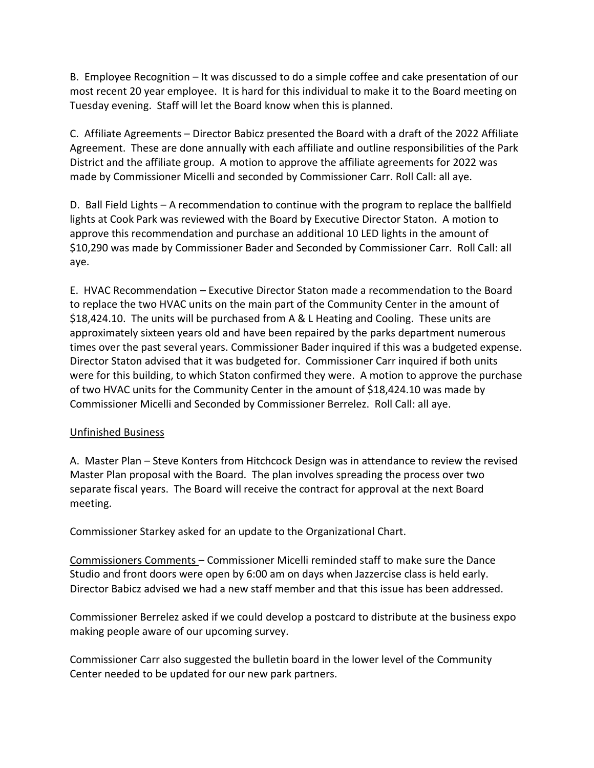B. Employee Recognition – It was discussed to do a simple coffee and cake presentation of our most recent 20 year employee. It is hard for this individual to make it to the Board meeting on Tuesday evening. Staff will let the Board know when this is planned.

C. Affiliate Agreements – Director Babicz presented the Board with a draft of the 2022 Affiliate Agreement. These are done annually with each affiliate and outline responsibilities of the Park District and the affiliate group. A motion to approve the affiliate agreements for 2022 was made by Commissioner Micelli and seconded by Commissioner Carr. Roll Call: all aye.

D. Ball Field Lights – A recommendation to continue with the program to replace the ballfield lights at Cook Park was reviewed with the Board by Executive Director Staton. A motion to approve this recommendation and purchase an additional 10 LED lights in the amount of $10,290 was made by Commissioner Bader and Seconded by Commissioner Carr. Roll Call: all aye.

E. HVAC Recommendation – Executive Director Staton made a recommendation to the Board to replace the two HVAC units on the main part of the Community Center in the amount of $18,424.10. The units will be purchased from A & L Heating and Cooling. These units are approximately sixteen years old and have been repaired by the parks department numerous times over the past several years. Commissioner Bader inquired if this was a budgeted expense. Director Staton advised that it was budgeted for. Commissioner Carr inquired if both units were for this building, to which Staton confirmed they were. A motion to approve the purchase of two HVAC units for the Community Center in the amount of $18,424.10 was made by Commissioner Micelli and Seconded by Commissioner Berrelez. Roll Call: all aye.

<u>Unfinished Business</u>

A. Master Plan – Steve Konters from Hitchcock Design was in attendance to review the revised Master Plan proposal with the Board. The plan involves spreading the process over two separate fiscal years. The Board will receive the contract for approval at the next Board meeting.

Commissioner Starkey asked for an update to the Organizational Chart.

<u>Commissioners Comments</u> – Commissioner Micelli reminded staff to make sure the Dance Studio and front doors were open by 6:00 am on days when Jazzercise class is held early. Director Babicz advised we had a new staff member and that this issue has been addressed.

Commissioner Berrelez asked if we could develop a postcard to distribute at the business expo making people aware of our upcoming survey.

Commissioner Carr also suggested the bulletin board in the lower level of the Community Center needed to be updated for our new park partners.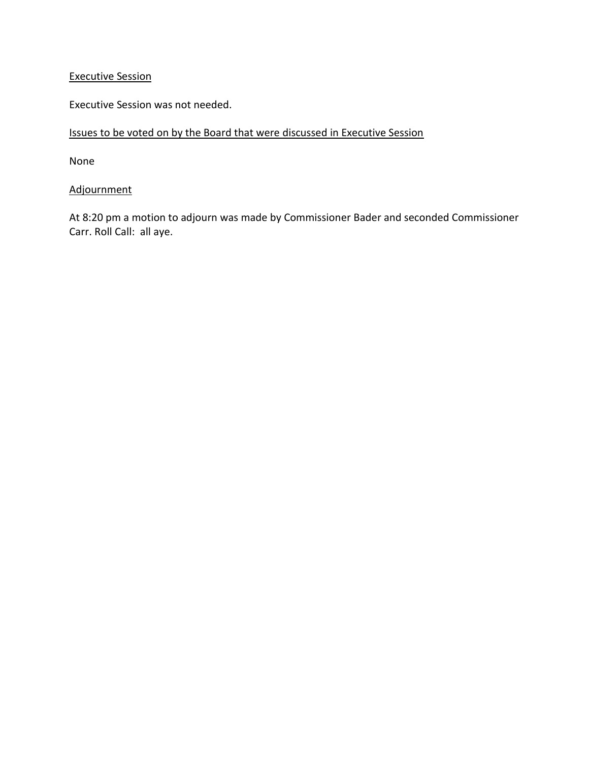Executive Session

Executive Session was not needed.

Issues to be voted on by the Board that were discussed in Executive Session

None

Adjournment

At 8:20 pm a motion to adjourn was made by Commissioner Bader and seconded Commissioner Carr. Roll Call: all aye.